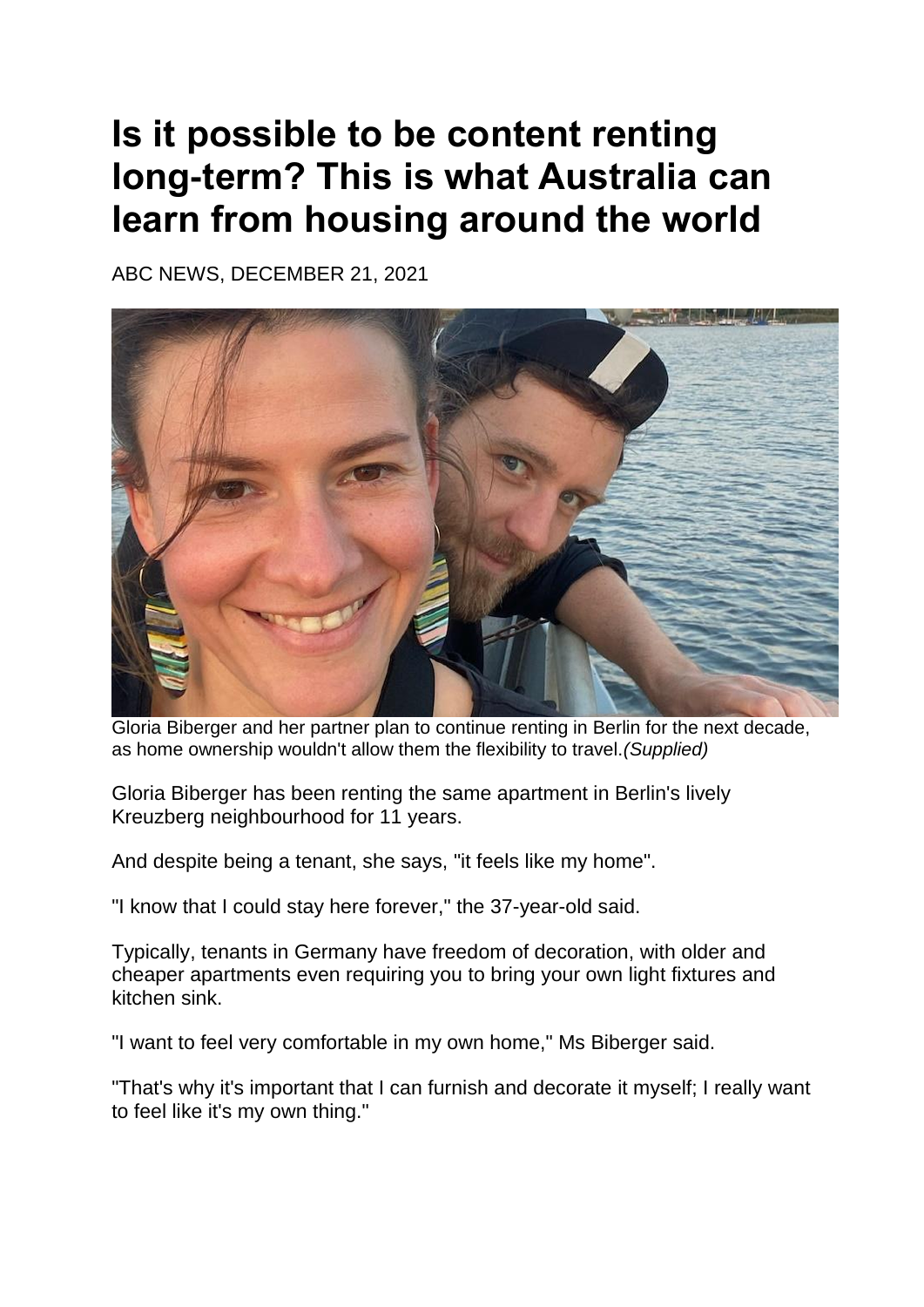# Is it possible to be content renting long-term? This is what Australia can learn from housing around the world

ABC NEWS, DECEMBER 21, 2021

Gloria Biberger and her partner plan to continue renting in Berlin for the next decade, as home ownership wouldn't allow them the flexibility to travel.*(Supplied)*

Gloria Biberger has been renting the same apartment in Berlin's lively Kreuzberg neighbourhood for 11 years.

And despite being a tenant, she says, "it feels like my home".

"I know that I could stay here forever," the 37-year-old said.

Typically, tenants in Germany have freedom of decoration, with older and cheaper apartments even requiring you to bring your own light fixtures and kitchen sink.

"I want to feel very comfortable in my own home," Ms Biberger said.

"That's why it's important that I can furnish and decorate it myself; I really want to feel like it's my own thing."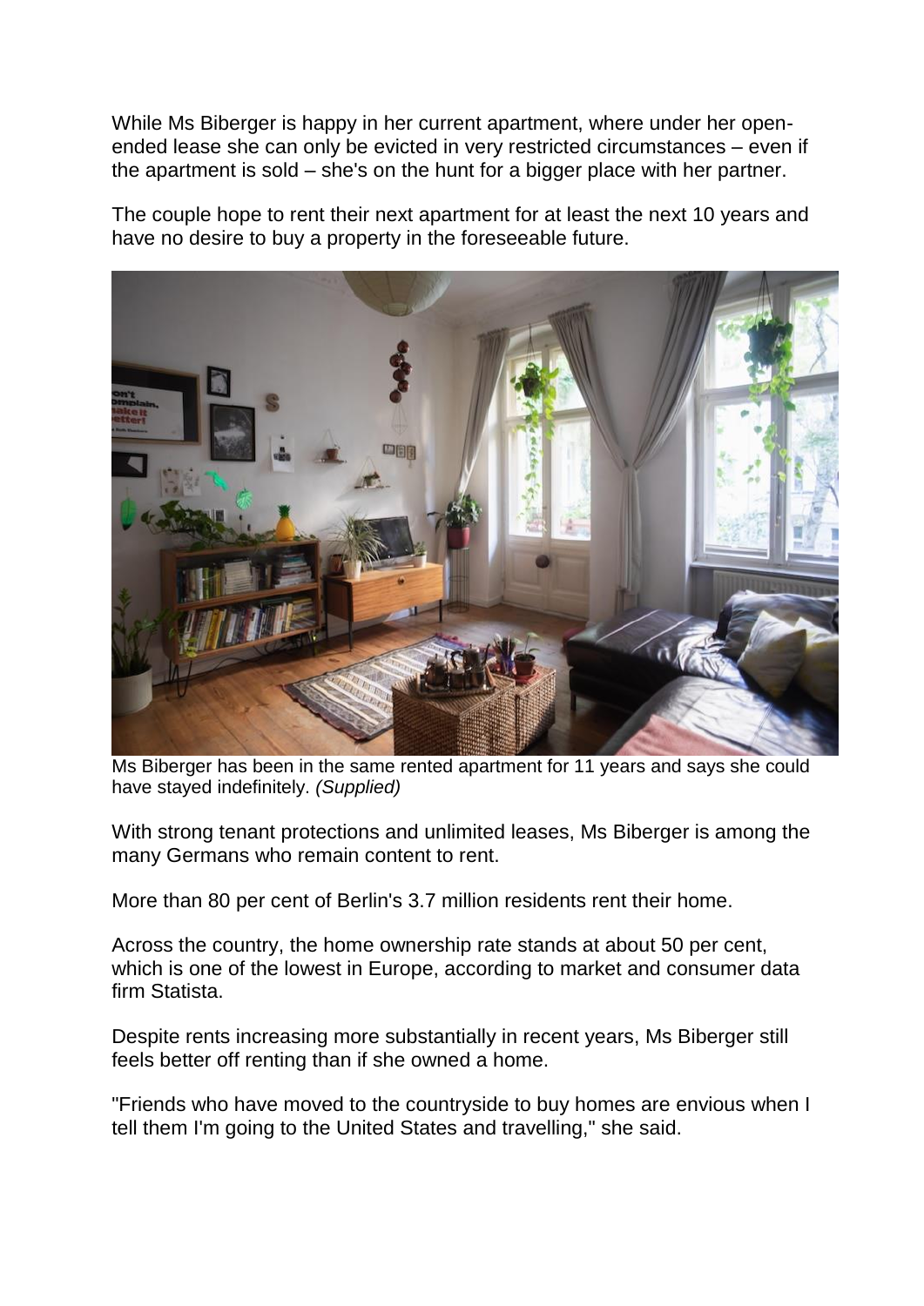While Ms Biberger is happy in her current apartment, where under her open-ended lease she can only be evicted in very restricted circumstances – even if the apartment is sold – she's on the hunt for a bigger place with her partner.

The couple hope to rent their next apartment for at least the next 10 years and have no desire to buy a property in the foreseeable future.

Ms Biberger has been in the same rented apartment for 11 years and says she could have stayed indefinitely. *(Supplied)*

With strong tenant protections and unlimited leases, Ms Biberger is among the many Germans who remain content to rent.

More than 80 per cent of Berlin's 3.7 million residents rent their home.

Across the country, the home ownership rate stands at about 50 per cent, which is one of the lowest in Europe, according to market and consumer data firm Statista.

Despite rents increasing more substantially in recent years, Ms Biberger still feels better off renting than if she owned a home.

"Friends who have moved to the countryside to buy homes are envious when I tell them I'm going to the United States and travelling," she said.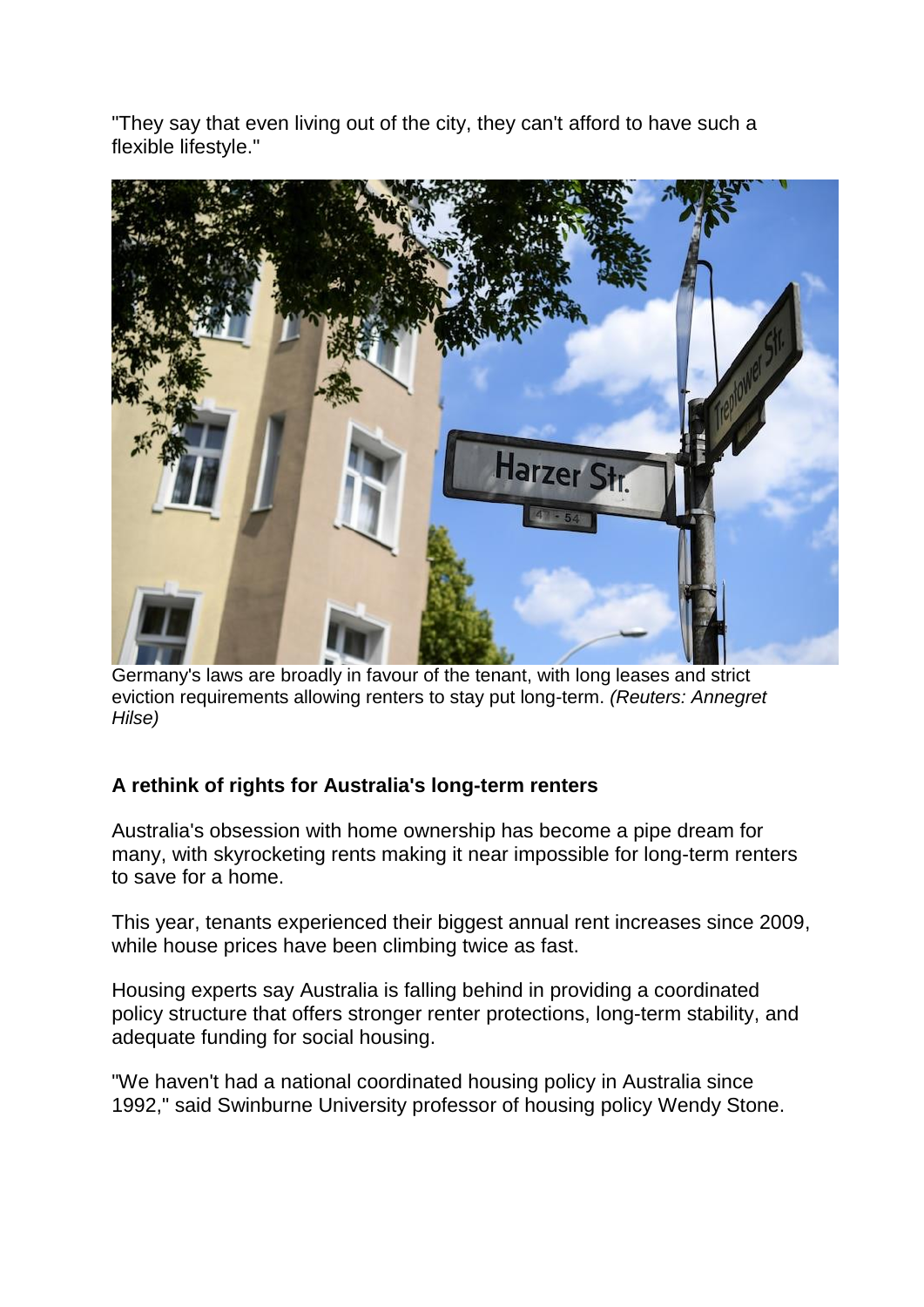"They say that even living out of the city, they can't afford to have such a flexible lifestyle."

Germany's laws are broadly in favour of the tenant, with long leases and strict eviction requirements allowing renters to stay put long-term. *(Reuters: Annegret Hilse)*

### A rethink of rights for Australia's long-term renters

Australia's obsession with home ownership has become a pipe dream for many, with skyrocketing rents making it near impossible for long-term renters to save for a home.

This year, tenants experienced their biggest annual rent increases since 2009, while house prices have been climbing twice as fast.

Housing experts say Australia is falling behind in providing a coordinated policy structure that offers stronger renter protections, long-term stability, and adequate funding for social housing.

"We haven't had a national coordinated housing policy in Australia since 1992," said Swinburne University professor of housing policy Wendy Stone.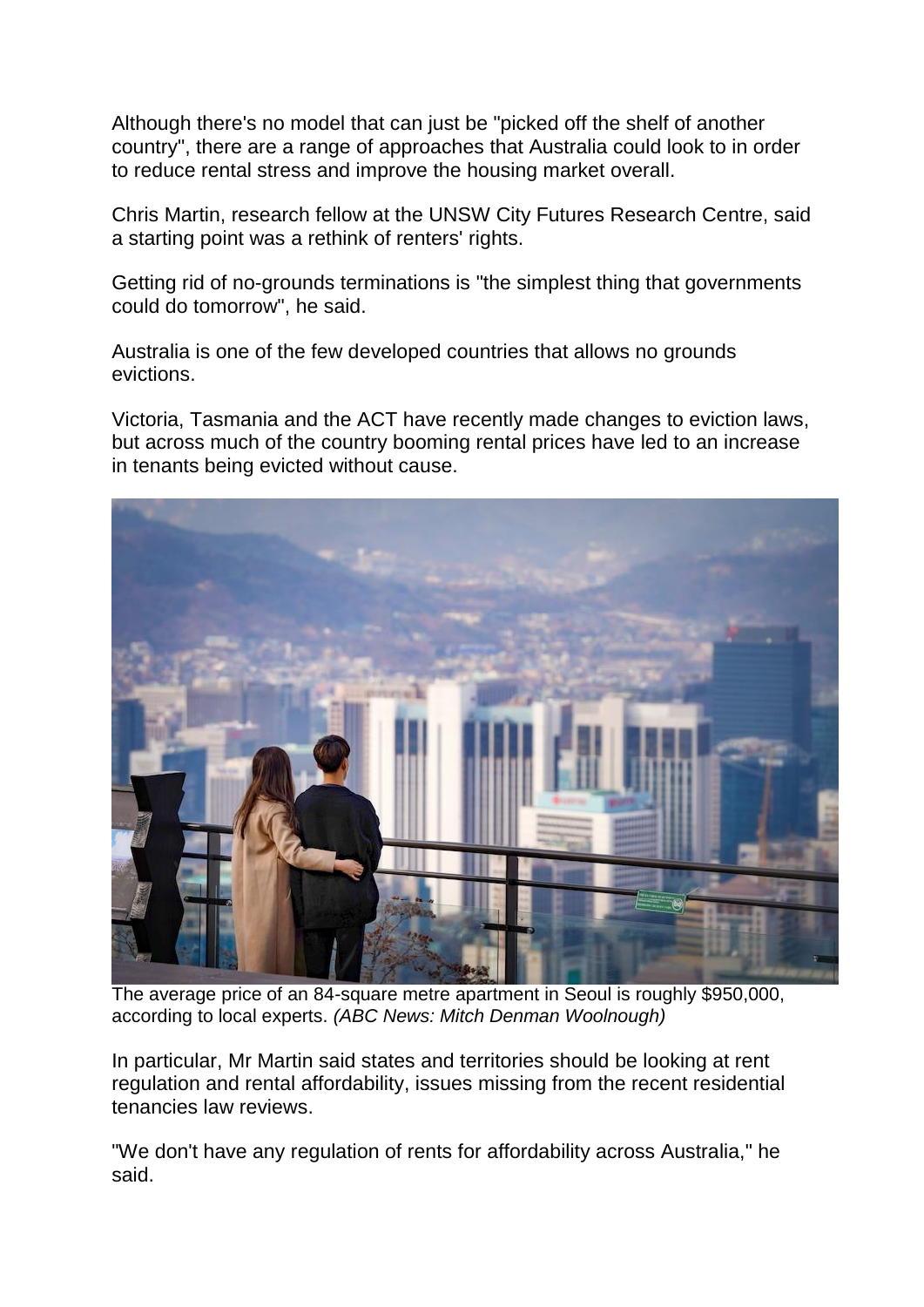Although there's no model that can just be "picked off the shelf of another country", there are a range of approaches that Australia could look to in order to reduce rental stress and improve the housing market overall.

Chris Martin, research fellow at the UNSW City Futures Research Centre, said a starting point was a rethink of renters' rights.

Getting rid of no-grounds terminations is "the simplest thing that governments could do tomorrow", he said.

Australia is one of the few developed countries that allows no grounds evictions.

Victoria, Tasmania and the ACT have recently made changes to eviction laws, but across much of the country booming rental prices have led to an increase in tenants being evicted without cause.

The average price of an 84-square metre apartment in Seoul is roughly $950,000, according to local experts. *(ABC News: Mitch Denman Woolnough)*

In particular, Mr Martin said states and territories should be looking at rent regulation and rental affordability, issues missing from the recent residential tenancies law reviews.

"We don't have any regulation of rents for affordability across Australia," he said.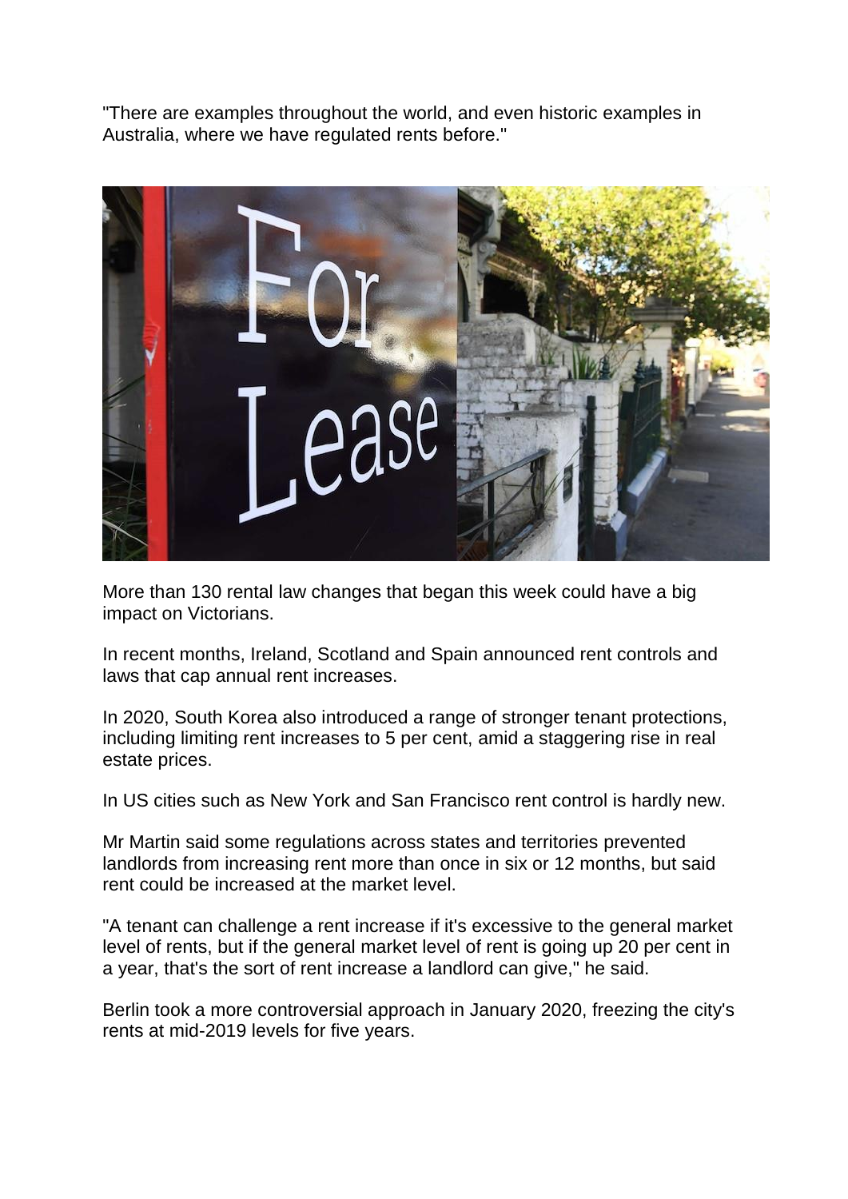"There are examples throughout the world, and even historic examples in Australia, where we have regulated rents before."

More than 130 rental law changes that began this week could have a big impact on Victorians.

In recent months, Ireland, Scotland and Spain announced rent controls and laws that cap annual rent increases.

In 2020, South Korea also introduced a range of stronger tenant protections, including limiting rent increases to 5 per cent, amid a staggering rise in real estate prices.

In US cities such as New York and San Francisco rent control is hardly new.

Mr Martin said some regulations across states and territories prevented landlords from increasing rent more than once in six or 12 months, but said rent could be increased at the market level.

"A tenant can challenge a rent increase if it's excessive to the general market level of rents, but if the general market level of rent is going up 20 per cent in a year, that's the sort of rent increase a landlord can give," he said.

Berlin took a more controversial approach in January 2020, freezing the city's rents at mid-2019 levels for five years.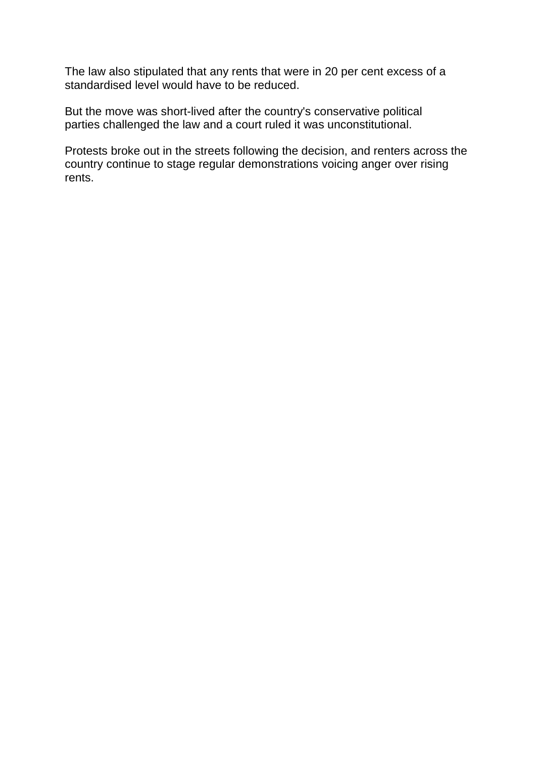The law also stipulated that any rents that were in 20 per cent excess of a standardised level would have to be reduced.

But the move was short-lived after the country's conservative political parties challenged the law and a court ruled it was unconstitutional.

Protests broke out in the streets following the decision, and renters across the country continue to stage regular demonstrations voicing anger over rising rents.